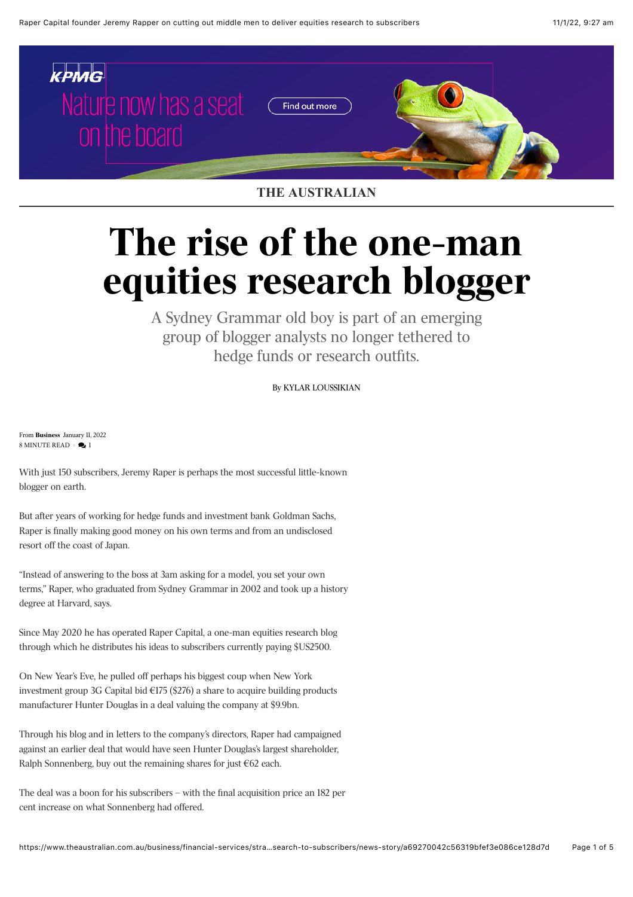THE AUSTRALIAN

# The rise of the one-man equities research blogger

A Sydney Grammar old boy is part of an emerging group of blogger analysts no longer tethered to hedge funds or research outfits.

By KYLAR LOUSSIKIAN

From **Business** January 11, 2022
8 MINUTE READ • 1

With just 150 subscribers, Jeremy Raper is perhaps the most successful little-known blogger on earth.

But after years of working for hedge funds and investment bank Goldman Sachs, Raper is finally making good money on his own terms and from an undisclosed resort off the coast of Japan.

"Instead of answering to the boss at 3am asking for a model, you set your own terms," Raper, who graduated from Sydney Grammar in 2002 and took up a history degree at Harvard, says.

Since May 2020 he has operated Raper Capital, a one-man equities research blog through which he distributes his ideas to subscribers currently paying $US2500.

On New Year's Eve, he pulled off perhaps his biggest coup when New York investment group 3G Capital bid €175 ($276) a share to acquire building products manufacturer Hunter Douglas in a deal valuing the company at $9.9bn.

Through his blog and in letters to the company's directors, Raper had campaigned against an earlier deal that would have seen Hunter Douglas's largest shareholder, Ralph Sonnenberg, buy out the remaining shares for just €62 each.

The deal was a boon for his subscribers – with the final acquisition price an 182 per cent increase on what Sonnenberg had offered.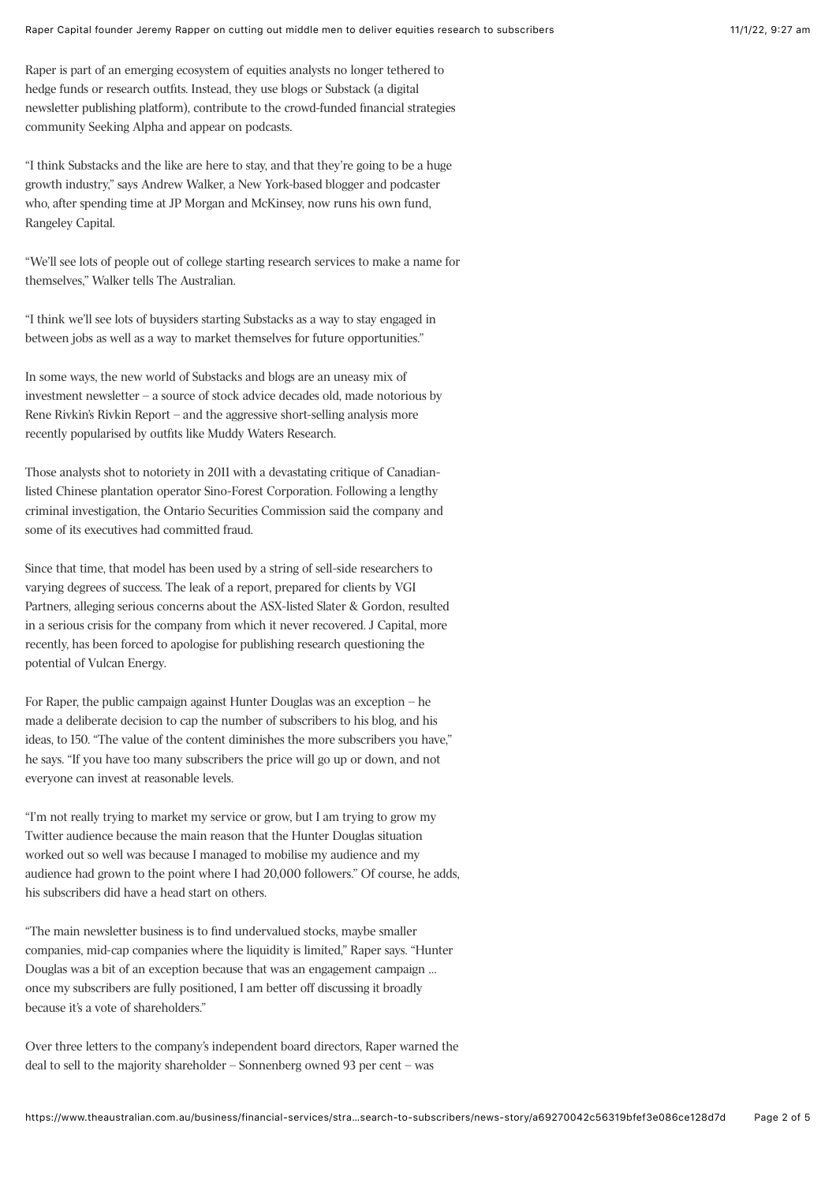Raper is part of an emerging ecosystem of equities analysts no longer tethered to hedge funds or research outfits. Instead, they use blogs or Substack (a digital newsletter publishing platform), contribute to the crowd-funded financial strategies community Seeking Alpha and appear on podcasts.

"I think Substacks and the like are here to stay, and that they're going to be a huge growth industry," says Andrew Walker, a New York-based blogger and podcaster who, after spending time at JP Morgan and McKinsey, now runs his own fund, Rangeley Capital.

"We'll see lots of people out of college starting research services to make a name for themselves," Walker tells The Australian.

"I think we'll see lots of buysiders starting Substacks as a way to stay engaged in between jobs as well as a way to market themselves for future opportunities."

In some ways, the new world of Substacks and blogs are an uneasy mix of investment newsletter – a source of stock advice decades old, made notorious by Rene Rivkin's Rivkin Report – and the aggressive short-selling analysis more recently popularised by outfits like Muddy Waters Research.

Those analysts shot to notoriety in 2011 with a devastating critique of Canadian-listed Chinese plantation operator Sino-Forest Corporation. Following a lengthy criminal investigation, the Ontario Securities Commission said the company and some of its executives had committed fraud.

Since that time, that model has been used by a string of sell-side researchers to varying degrees of success. The leak of a report, prepared for clients by VGI Partners, alleging serious concerns about the ASX-listed Slater & Gordon, resulted in a serious crisis for the company from which it never recovered. J Capital, more recently, has been forced to apologise for publishing research questioning the potential of Vulcan Energy.

For Raper, the public campaign against Hunter Douglas was an exception – he made a deliberate decision to cap the number of subscribers to his blog, and his ideas, to 150. "The value of the content diminishes the more subscribers you have," he says. "If you have too many subscribers the price will go up or down, and not everyone can invest at reasonable levels.

"I'm not really trying to market my service or grow, but I am trying to grow my Twitter audience because the main reason that the Hunter Douglas situation worked out so well was because I managed to mobilise my audience and my audience had grown to the point where I had 20,000 followers." Of course, he adds, his subscribers did have a head start on others.

"The main newsletter business is to find undervalued stocks, maybe smaller companies, mid-cap companies where the liquidity is limited," Raper says. "Hunter Douglas was a bit of an exception because that was an engagement campaign ... once my subscribers are fully positioned, I am better off discussing it broadly because it's a vote of shareholders."

Over three letters to the company's independent board directors, Raper warned the deal to sell to the majority shareholder – Sonnenberg owned 93 per cent – was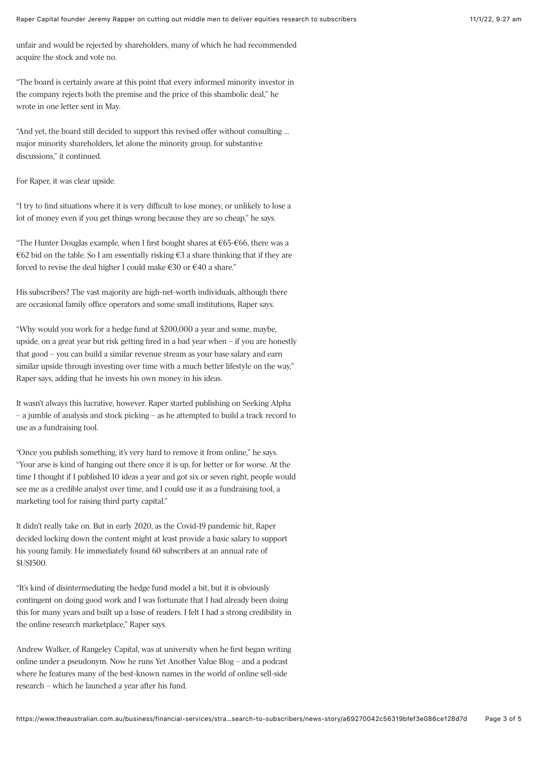unfair and would be rejected by shareholders, many of which he had recommended acquire the stock and vote no.

"The board is certainly aware at this point that every informed minority investor in the company rejects both the premise and the price of this shambolic deal," he wrote in one letter sent in May.

"And yet, the board still decided to support this revised offer without consulting ... major minority shareholders, let alone the minority group, for substantive discussions," it continued.

For Raper, it was clear upside.

"I try to find situations where it is very difficult to lose money, or unlikely to lose a lot of money even if you get things wrong because they are so cheap," he says.

"The Hunter Douglas example, when I first bought shares at €65-€66, there was a €62 bid on the table. So I am essentially risking €3 a share thinking that if they are forced to revise the deal higher I could make €30 or €40 a share."

His subscribers? The vast majority are high-net-worth individuals, although there are occasional family office operators and some small institutions, Raper says.

"Why would you work for a hedge fund at $200,000 a year and some, maybe, upside, on a great year but risk getting fired in a bad year when – if you are honestly that good – you can build a similar revenue stream as your base salary and earn similar upside through investing over time with a much better lifestyle on the way," Raper says, adding that he invests his own money in his ideas.

It wasn't always this lucrative, however. Raper started publishing on Seeking Alpha – a jumble of analysis and stock picking – as he attempted to build a track record to use as a fundraising tool.

"Once you publish something, it's very hard to remove it from online," he says. "Your arse is kind of hanging out there once it is up, for better or for worse. At the time I thought if I published 10 ideas a year and got six or seven right, people would see me as a credible analyst over time, and I could use it as a fundraising tool, a marketing tool for raising third party capital."

It didn't really take on. But in early 2020, as the Covid-19 pandemic hit, Raper decided locking down the content might at least provide a basic salary to support his young family. He immediately found 60 subscribers at an annual rate of $US1500.

"It's kind of disintermediating the hedge fund model a bit, but it is obviously contingent on doing good work and I was fortunate that I had already been doing this for many years and built up a base of readers. I felt I had a strong credibility in the online research marketplace," Raper says.

Andrew Walker, of Rangeley Capital, was at university when he first began writing online under a pseudonym. Now he runs Yet Another Value Blog – and a podcast where he features many of the best-known names in the world of online sell-side research – which he launched a year after his fund.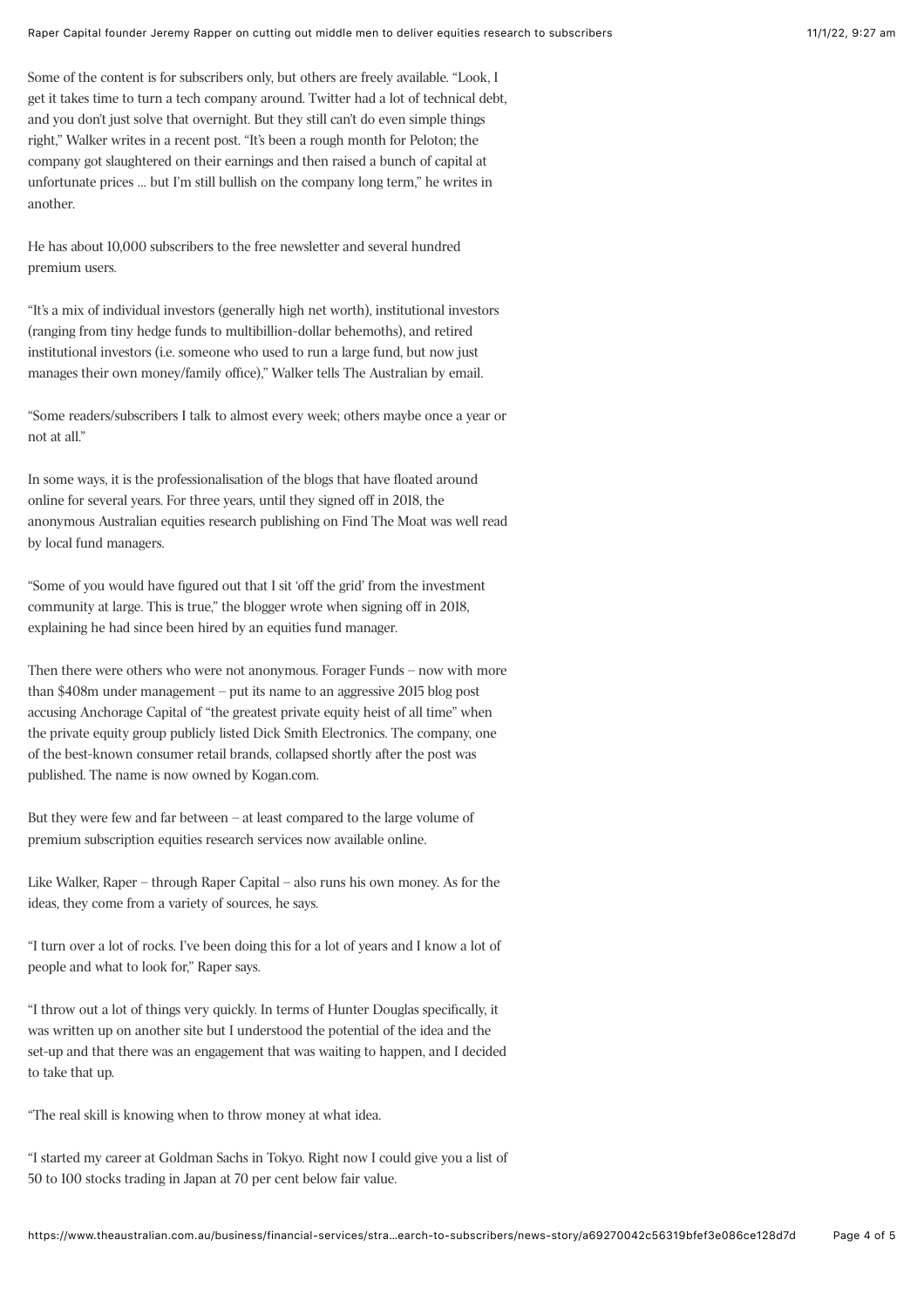Some of the content is for subscribers only, but others are freely available. "Look, I get it takes time to turn a tech company around. Twitter had a lot of technical debt, and you don't just solve that overnight. But they still can't do even simple things right," Walker writes in a recent post. "It's been a rough month for Peloton; the company got slaughtered on their earnings and then raised a bunch of capital at unfortunate prices ... but I'm still bullish on the company long term," he writes in another.

He has about 10,000 subscribers to the free newsletter and several hundred premium users.

"It's a mix of individual investors (generally high net worth), institutional investors (ranging from tiny hedge funds to multibillion-dollar behemoths), and retired institutional investors (i.e. someone who used to run a large fund, but now just manages their own money/family office)," Walker tells The Australian by email.

"Some readers/subscribers I talk to almost every week; others maybe once a year or not at all."

In some ways, it is the professionalisation of the blogs that have floated around online for several years. For three years, until they signed off in 2018, the anonymous Australian equities research publishing on Find The Moat was well read by local fund managers.

"Some of you would have figured out that I sit 'off the grid' from the investment community at large. This is true," the blogger wrote when signing off in 2018, explaining he had since been hired by an equities fund manager.

Then there were others who were not anonymous. Forager Funds – now with more than $408m under management – put its name to an aggressive 2015 blog post accusing Anchorage Capital of "the greatest private equity heist of all time" when the private equity group publicly listed Dick Smith Electronics. The company, one of the best-known consumer retail brands, collapsed shortly after the post was published. The name is now owned by Kogan.com.

But they were few and far between – at least compared to the large volume of premium subscription equities research services now available online.

Like Walker, Raper – through Raper Capital – also runs his own money. As for the ideas, they come from a variety of sources, he says.

"I turn over a lot of rocks. I've been doing this for a lot of years and I know a lot of people and what to look for," Raper says.

"I throw out a lot of things very quickly. In terms of Hunter Douglas specifically, it was written up on another site but I understood the potential of the idea and the set-up and that there was an engagement that was waiting to happen, and I decided to take that up.

"The real skill is knowing when to throw money at what idea.

"I started my career at Goldman Sachs in Tokyo. Right now I could give you a list of 50 to 100 stocks trading in Japan at 70 per cent below fair value.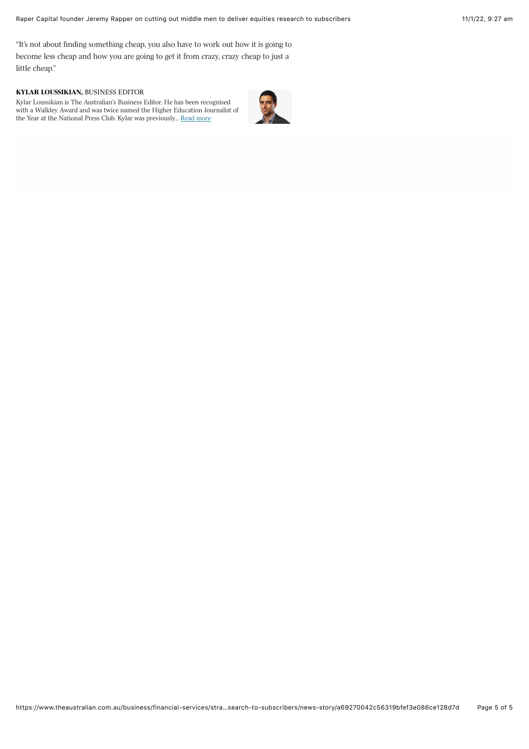"It's not about finding something cheap, you also have to work out how it is going to become less cheap and how you are going to get it from crazy, crazy cheap to just a little cheap."

**KYLAR LOUSSIKIAN,** BUSINESS EDITOR

Kylar Loussikian is The Australian's Business Editor. He has been recognised with a Walkley Award and was twice named the Higher Education Journalist of the Year at the National Press Club. Kylar was previously... Read more